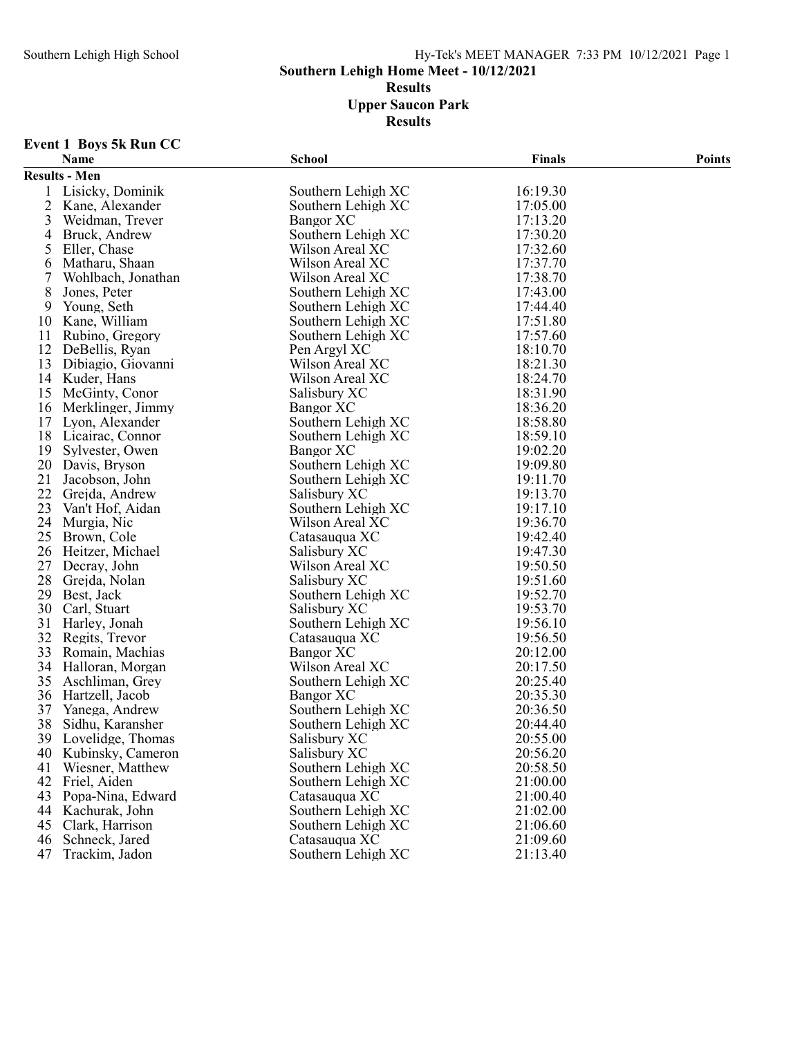# Southern Lehigh Home Meet - 10/12/2021

## Results

### Upper Saucon Park

### Results

**Event 1 Boys 5k Run CC**

| | Name | School | Finals | Points |
|---|---|---|---|---|
| **Results - Men** | | | | |
| 1 | Lisicky, Dominik | Southern Lehigh XC | 16:19.30 | |
| 2 | Kane, Alexander | Southern Lehigh XC | 17:05.00 | |
| 3 | Weidman, Trever | Bangor XC | 17:13.20 | |
| 4 | Bruck, Andrew | Southern Lehigh XC | 17:30.20 | |
| 5 | Eller, Chase | Wilson Areal XC | 17:32.60 | |
| 6 | Matharu, Shaan | Wilson Areal XC | 17:37.70 | |
| 7 | Wohlbach, Jonathan | Wilson Areal XC | 17:38.70 | |
| 8 | Jones, Peter | Southern Lehigh XC | 17:43.00 | |
| 9 | Young, Seth | Southern Lehigh XC | 17:44.40 | |
| 10 | Kane, William | Southern Lehigh XC | 17:51.80 | |
| 11 | Rubino, Gregory | Southern Lehigh XC | 17:57.60 | |
| 12 | DeBellis, Ryan | Pen Argyl XC | 18:10.70 | |
| 13 | Dibiagio, Giovanni | Wilson Areal XC | 18:21.30 | |
| 14 | Kuder, Hans | Wilson Areal XC | 18:24.70 | |
| 15 | McGinty, Conor | Salisbury XC | 18:31.90 | |
| 16 | Merklinger, Jimmy | Bangor XC | 18:36.20 | |
| 17 | Lyon, Alexander | Southern Lehigh XC | 18:58.80 | |
| 18 | Licairac, Connor | Southern Lehigh XC | 18:59.10 | |
| 19 | Sylvester, Owen | Bangor XC | 19:02.20 | |
| 20 | Davis, Bryson | Southern Lehigh XC | 19:09.80 | |
| 21 | Jacobson, John | Southern Lehigh XC | 19:11.70 | |
| 22 | Grejda, Andrew | Salisbury XC | 19:13.70 | |
| 23 | Van't Hof, Aidan | Southern Lehigh XC | 19:17.10 | |
| 24 | Murgia, Nic | Wilson Areal XC | 19:36.70 | |
| 25 | Brown, Cole | Catasauqua XC | 19:42.40 | |
| 26 | Heitzer, Michael | Salisbury XC | 19:47.30 | |
| 27 | Decray, John | Wilson Areal XC | 19:50.50 | |
| 28 | Grejda, Nolan | Salisbury XC | 19:51.60 | |
| 29 | Best, Jack | Southern Lehigh XC | 19:52.70 | |
| 30 | Carl, Stuart | Salisbury XC | 19:53.70 | |
| 31 | Harley, Jonah | Southern Lehigh XC | 19:56.10 | |
| 32 | Regits, Trevor | Catasauqua XC | 19:56.50 | |
| 33 | Romain, Machias | Bangor XC | 20:12.00 | |
| 34 | Halloran, Morgan | Wilson Areal XC | 20:17.50 | |
| 35 | Aschliman, Grey | Southern Lehigh XC | 20:25.40 | |
| 36 | Hartzell, Jacob | Bangor XC | 20:35.30 | |
| 37 | Yanega, Andrew | Southern Lehigh XC | 20:36.50 | |
| 38 | Sidhu, Karansher | Southern Lehigh XC | 20:44.40 | |
| 39 | Lovelidge, Thomas | Salisbury XC | 20:55.00 | |
| 40 | Kubinsky, Cameron | Salisbury XC | 20:56.20 | |
| 41 | Wiesner, Matthew | Southern Lehigh XC | 20:58.50 | |
| 42 | Friel, Aiden | Southern Lehigh XC | 21:00.00 | |
| 43 | Popa-Nina, Edward | Catasauqua XC | 21:00.40 | |
| 44 | Kachurak, John | Southern Lehigh XC | 21:02.00 | |
| 45 | Clark, Harrison | Southern Lehigh XC | 21:06.60 | |
| 46 | Schneck, Jared | Catasauqua XC | 21:09.60 | |
| 47 | Trackim, Jadon | Southern Lehigh XC | 21:13.40 | |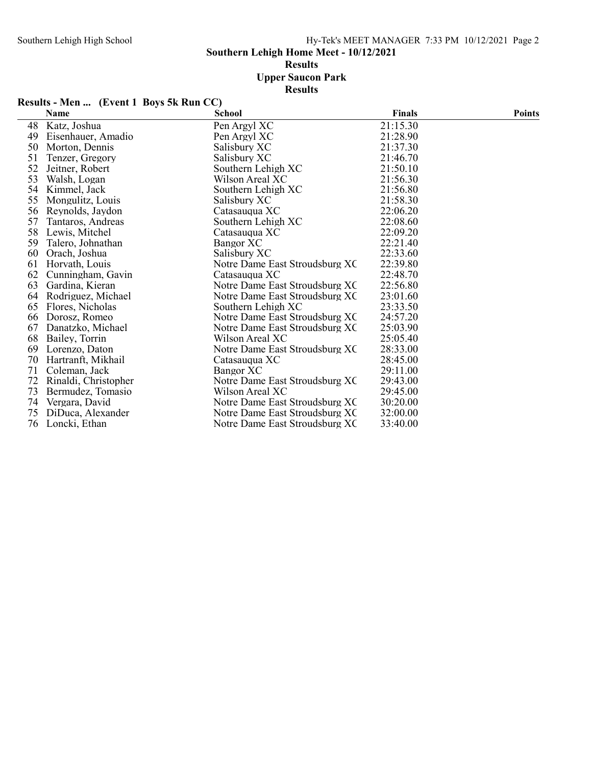## Southern Lehigh Home Meet - 10/12/2021

**Results**

**Upper Saucon Park**

**Results**

### Results - Men ... (Event 1 Boys 5k Run CC)

| | Name | School | Finals | Points |
|---|---|---|---|---|
| 48 | Katz, Joshua | Pen Argyl XC | 21:15.30 | |
| 49 | Eisenhauer, Amadio | Pen Argyl XC | 21:28.90 | |
| 50 | Morton, Dennis | Salisbury XC | 21:37.30 | |
| 51 | Tenzer, Gregory | Salisbury XC | 21:46.70 | |
| 52 | Jeitner, Robert | Southern Lehigh XC | 21:50.10 | |
| 53 | Walsh, Logan | Wilson Areal XC | 21:56.30 | |
| 54 | Kimmel, Jack | Southern Lehigh XC | 21:56.80 | |
| 55 | Mongulitz, Louis | Salisbury XC | 21:58.30 | |
| 56 | Reynolds, Jaydon | Catasauqua XC | 22:06.20 | |
| 57 | Tantaros, Andreas | Southern Lehigh XC | 22:08.60 | |
| 58 | Lewis, Mitchel | Catasauqua XC | 22:09.20 | |
| 59 | Talero, Johnathan | Bangor XC | 22:21.40 | |
| 60 | Orach, Joshua | Salisbury XC | 22:33.60 | |
| 61 | Horvath, Louis | Notre Dame East Stroudsburg XC | 22:39.80 | |
| 62 | Cunningham, Gavin | Catasauqua XC | 22:48.70 | |
| 63 | Gardina, Kieran | Notre Dame East Stroudsburg XC | 22:56.80 | |
| 64 | Rodriguez, Michael | Notre Dame East Stroudsburg XC | 23:01.60 | |
| 65 | Flores, Nicholas | Southern Lehigh XC | 23:33.50 | |
| 66 | Dorosz, Romeo | Notre Dame East Stroudsburg XC | 24:57.20 | |
| 67 | Danatzko, Michael | Notre Dame East Stroudsburg XC | 25:03.90 | |
| 68 | Bailey, Torrin | Wilson Areal XC | 25:05.40 | |
| 69 | Lorenzo, Daton | Notre Dame East Stroudsburg XC | 28:33.00 | |
| 70 | Hartranft, Mikhail | Catasauqua XC | 28:45.00 | |
| 71 | Coleman, Jack | Bangor XC | 29:11.00 | |
| 72 | Rinaldi, Christopher | Notre Dame East Stroudsburg XC | 29:43.00 | |
| 73 | Bermudez, Tomasio | Wilson Areal XC | 29:45.00 | |
| 74 | Vergara, David | Notre Dame East Stroudsburg XC | 30:20.00 | |
| 75 | DiDuca, Alexander | Notre Dame East Stroudsburg XC | 32:00.00 | |
| 76 | Loncki, Ethan | Notre Dame East Stroudsburg XC | 33:40.00 | |